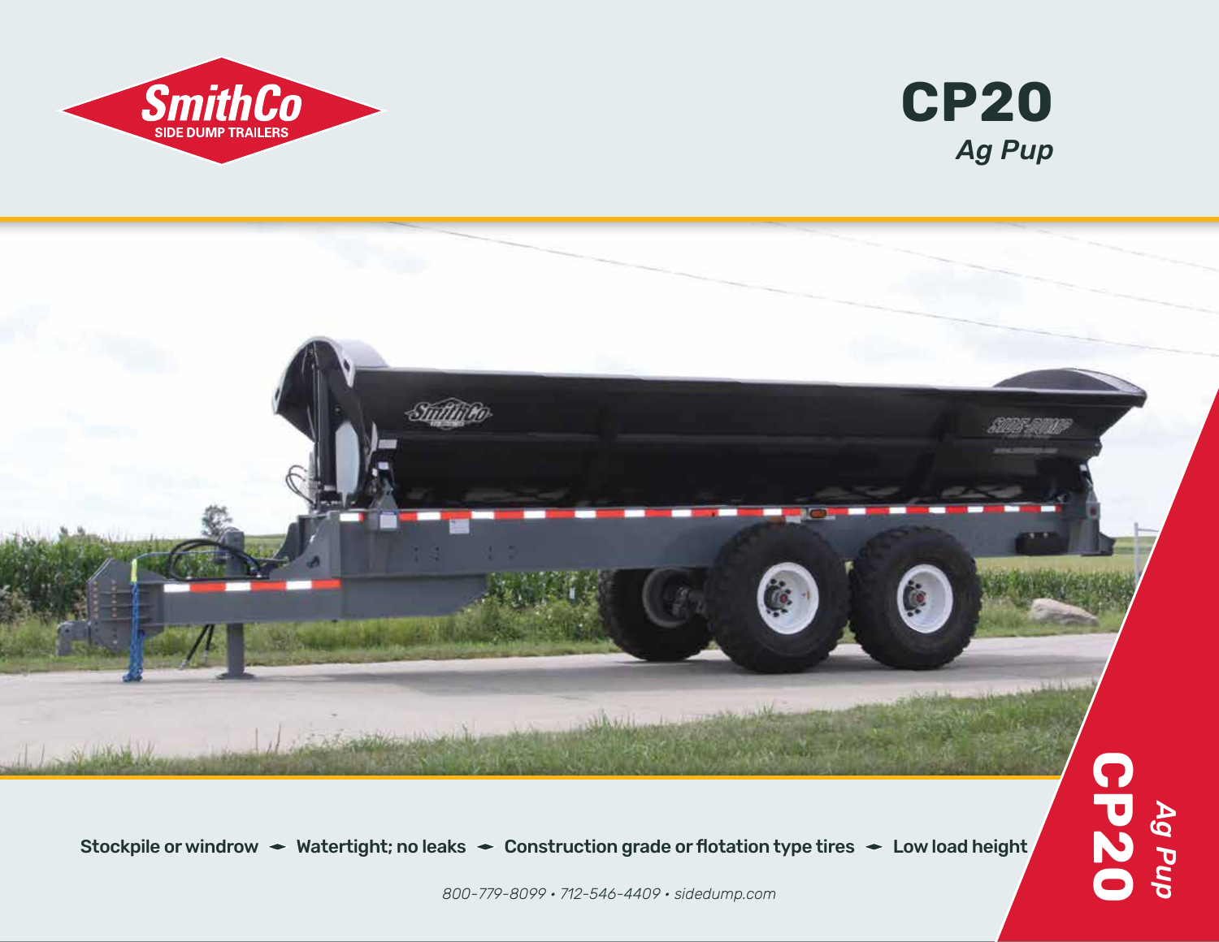SmithCo
SIDE DUMP TRAILERS

# CP20

*Ag Pup*

Stockpile or windrow ◆ Watertight; no leaks ◆ Construction grade or flotation type tires ◆ Low load height

*800-779-8099 • 712-546-4409 • sidedump.com*

**CP20** *Ag Pup*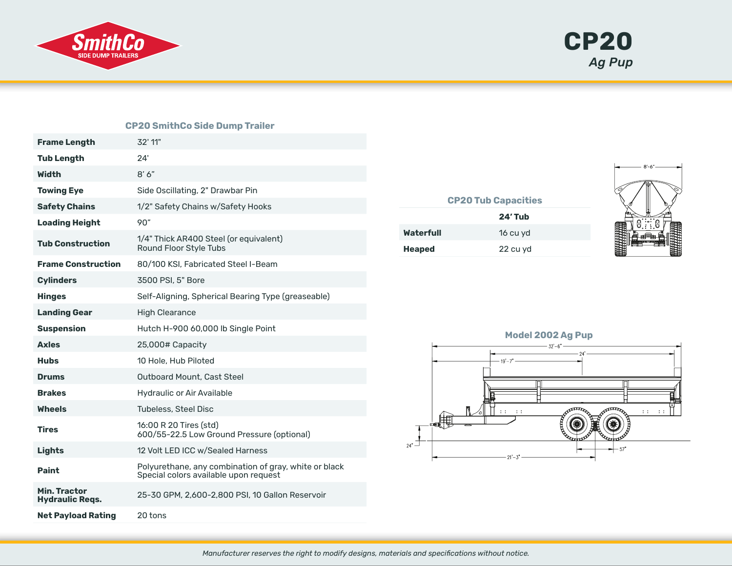# CP20

*Ag Pup*

## CP20 SmithCo Side Dump Trailer

| | |
|---|---|
| **Frame Length** | 32' 11" |
| **Tub Length** | 24' |
| **Width** | 8' 6" |
| **Towing Eye** | Side Oscillating, 2" Drawbar Pin |
| **Safety Chains** | 1/2" Safety Chains w/Safety Hooks |
| **Loading Height** | 90" |
| **Tub Construction** | 1/4" Thick AR400 Steel (or equivalent)<br>Round Floor Style Tubs |
| **Frame Construction** | 80/100 KSI, Fabricated Steel I-Beam |
| **Cylinders** | 3500 PSI, 5" Bore |
| **Hinges** | Self-Aligning, Spherical Bearing Type (greaseable) |
| **Landing Gear** | High Clearance |
| **Suspension** | Hutch H-900 60,000 lb Single Point |
| **Axles** | 25,000# Capacity |
| **Hubs** | 10 Hole, Hub Piloted |
| **Drums** | Outboard Mount, Cast Steel |
| **Brakes** | Hydraulic or Air Available |
| **Wheels** | Tubeless, Steel Disc |
| **Tires** | 16:00 R 20 Tires (std)<br>600/55-22.5 Low Ground Pressure (optional) |
| **Lights** | 12 Volt LED ICC w/Sealed Harness |
| **Paint** | Polyurethane, any combination of gray, white or black<br>Special colors available upon request |
| **Min. Tractor Hydraulic Reqs.** | 25-30 GPM, 2,600-2,800 PSI, 10 Gallon Reservoir |
| **Net Payload Rating** | 20 tons |

## CP20 Tub Capacities

| | 24' Tub |
|---|---|
| **Waterfull** | 16 cu yd |
| **Heaped** | 22 cu yd |

8'-6"

## Model 2002 Ag Pup

32'-6"
24'
19'-7"
24"
57"
21'-3"

*Manufacturer reserves the right to modify designs, materials and specifications without notice.*